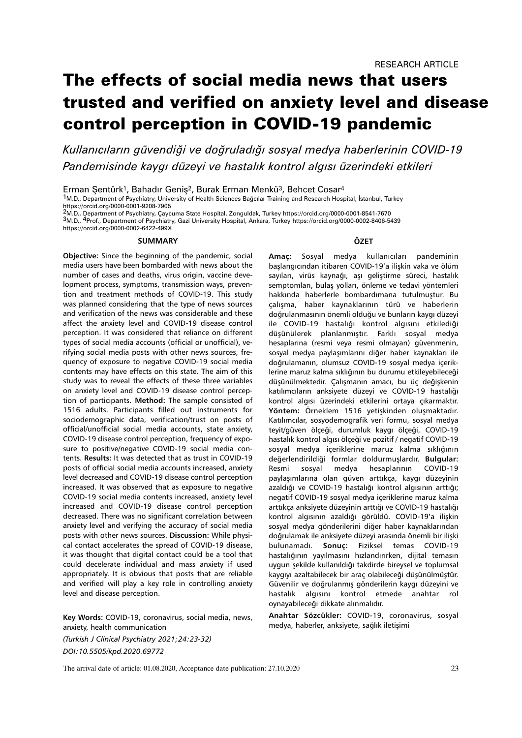RESEARCH ARTICLE

# The effects of social media news that users trusted and verified on anxiety level and disease control perception in COVID-19 pandemic

*Kullanıcıların güvendiği ve doğruladığı sosyal medya haberlerinin COVID-19 Pandemisinde kaygı düzeyi ve hastalık kontrol algısı üzerindeki etkileri*

Erman Şentürk[1], Bahadır Geniş[2], Burak Erman Menkü[3], Behcet Cosar[4]

[1]M.D., Department of Psychiatry, University of Health Sciences Bağcılar Training and Research Hospital, İstanbul, Turkey https://orcid.org/0000-0001-9208-7905

[2]M.D., Department of Psychiatry, Çaycuma State Hospital, Zonguldak, Turkey https://orcid.org/0000-0001-8541-7670

[3]M.D., [4]Prof., Department of Psychiatry, Gazi University Hospital, Ankara, Turkey https://orcid.org/0000-0002-8406-5439 https://orcid.org/0000-0002-6422-499X

## SUMMARY

**Objective:** Since the beginning of the pandemic, social media users have been bombarded with news about the number of cases and deaths, virus origin, vaccine development process, symptoms, transmission ways, prevention and treatment methods of COVID-19. This study was planned considering that the type of news sources and verification of the news was considerable and these affect the anxiety level and COVID-19 disease control perception. It was considered that reliance on different types of social media accounts (official or unofficial), verifying social media posts with other news sources, frequency of exposure to negative COVID-19 social media contents may have effects on this state. The aim of this study was to reveal the effects of these three variables on anxiety level and COVID-19 disease control perception of participants. **Method:** The sample consisted of 1516 adults. Participants filled out instruments for sociodemographic data, verification/trust on posts of official/unofficial social media accounts, state anxiety, COVID-19 disease control perception, frequency of exposure to positive/negative COVID-19 social media contents. **Results:** It was detected that as trust in COVID-19 posts of official social media accounts increased, anxiety level decreased and COVID-19 disease control perception increased. It was observed that as exposure to negative COVID-19 social media contents increased, anxiety level increased and COVID-19 disease control perception decreased. There was no significant correlation between anxiety level and verifying the accuracy of social media posts with other news sources. **Discussion:** While physical contact accelerates the spread of COVID-19 disease, it was thought that digital contact could be a tool that could decelerate individual and mass anxiety if used appropriately. It is obvious that posts that are reliable and verified will play a key role in controlling anxiety level and disease perception.

**Key Words:** COVID-19, coronavirus, social media, news, anxiety, health communication

*(Turkish J Clinical Psychiatry 2021;24:23-32)*

*DOI:10.5505/kpd.2020.69772*

## ÖZET

**Amaç:** Sosyal medya kullanıcıları pandeminin başlangıcından itibaren COVID-19'a ilişkin vaka ve ölüm sayıları, virüs kaynağı, aşı geliştirme süreci, hastalık semptomları, bulaş yolları, önleme ve tedavi yöntemleri hakkında haberlerle bombardımana tutulmuştur. Bu çalışma, haber kaynaklarının türü ve haberlerin doğrulamanın önemli olduğu ve bunların kaygı düzeyi ile COVID-19 hastalığı kontrol algısını etkilediği düşünülerek planlanmıştır. Farklı sosyal medya hesaplarına (resmi veya resmi olmayan) güvenmenin, sosyal medya paylaşımlarını diğer haber kaynakları ile doğrulamanın, olumsuz COVID-19 sosyal medya içeriklerine maruz kalma sıklığının bu durumu etkileyebileceği düşünülmektedir. Çalışmanın amacı, bu üç değişkenin katılımcıların anksiyete düzeyi ve COVID-19 hastalığı kontrol algısı üzerindeki etkilerini ortaya çıkarmaktır. **Yöntem:** Örneklem 1516 yetişkinden oluşmaktadır. Katılımcılar, sosyodemografik veri formu, sosyal medya teyit/güven ölçeği, durumluk kaygı ölçeği, COVID-19 hastalık kontrol algısı ölçeği ve pozitif / negatif COVID-19 sosyal medya içeriklerine maruz kalma sıklığının değerlendirildiği formlar doldurmuşlardır. **Bulgular:** Resmi sosyal medya hesaplarının COVID-19 paylaşımlarına olan güven arttıkça, kaygı düzeyinin azaldığı ve COVID-19 hastalığı kontrol algısının arttığı; negatif COVID-19 sosyal medya içeriklerine maruz kalma arttıkça anksiyete düzeyinin arttığı ve COVID-19 hastalığı kontrol algısının azaldığı görüldü. COVID-19'a ilişkin sosyal medya gönderilerini diğer haber kaynaklarından doğrulamak ile anksiyete düzeyi arasında önemli bir ilişki bulunamadı. **Sonuç:** Fiziksel temas COVID-19 hastalığının yayılmasını hızlandırırken, dijital temasın uygun şekilde kullanıldığı takdirde bireysel ve toplumsal kaygıyı azaltabilecek bir araç olabileceği düşünülmüştür. Güvenilir ve doğrulanmış gönderilerin kaygı düzeyini ve hastalık algısını kontrol etmede anahtar rol oynayabileceği dikkate alınmalıdır.

**Anahtar Sözcükler:** COVID-19, coronavirus, sosyal medya, haberler, anksiyete, sağlık iletişimi

The arrival date of article: 01.08.2020, Acceptance date publication: 27.10.2020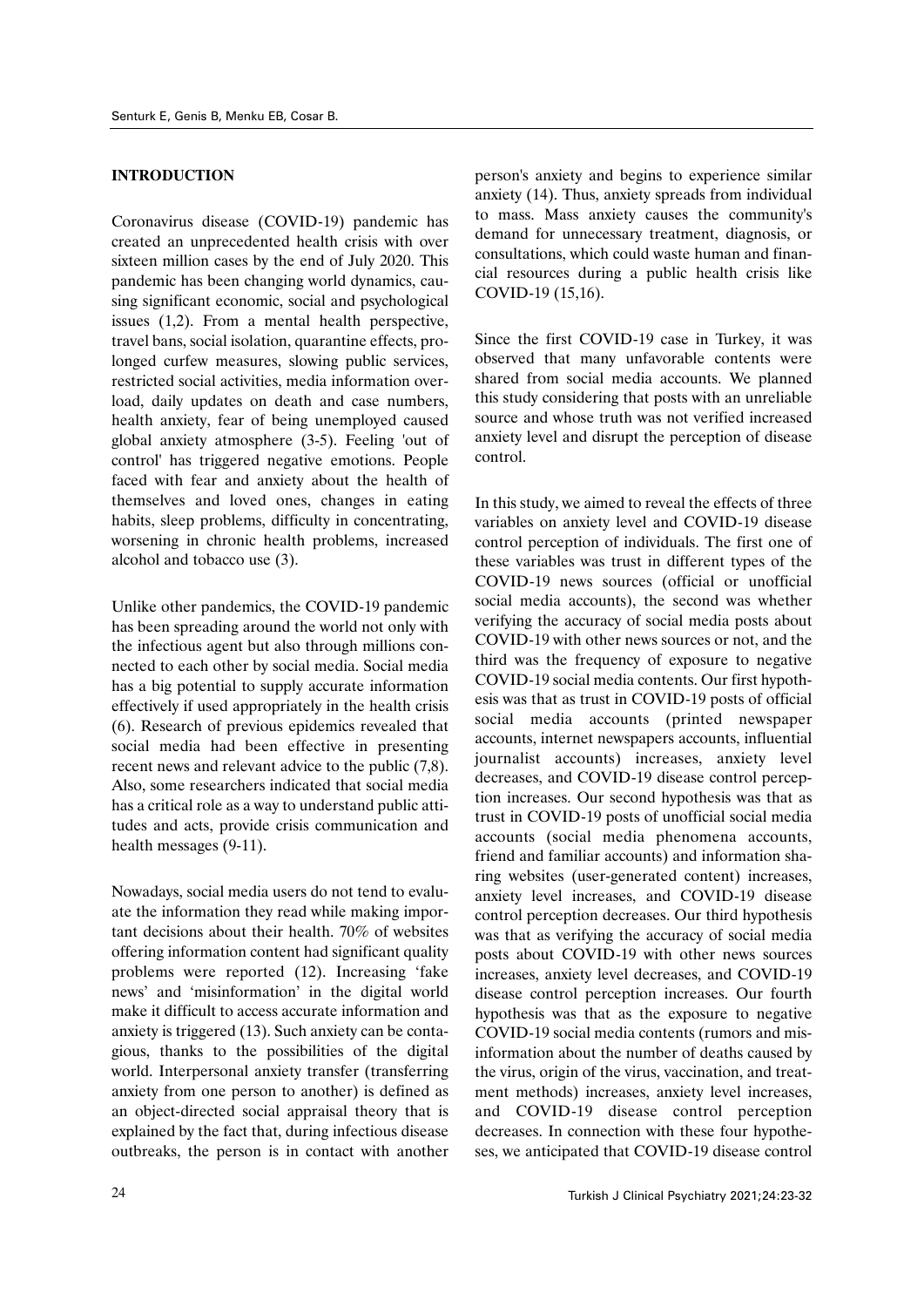## INTRODUCTION

Coronavirus disease (COVID-19) pandemic has created an unprecedented health crisis with over sixteen million cases by the end of July 2020. This pandemic has been changing world dynamics, causing significant economic, social and psychological issues (1,2). From a mental health perspective, travel bans, social isolation, quarantine effects, prolonged curfew measures, slowing public services, restricted social activities, media information overload, daily updates on death and case numbers, health anxiety, fear of being unemployed caused global anxiety atmosphere (3-5). Feeling 'out of control' has triggered negative emotions. People faced with fear and anxiety about the health of themselves and loved ones, changes in eating habits, sleep problems, difficulty in concentrating, worsening in chronic health problems, increased alcohol and tobacco use (3).

Unlike other pandemics, the COVID-19 pandemic has been spreading around the world not only with the infectious agent but also through millions connected to each other by social media. Social media has a big potential to supply accurate information effectively if used appropriately in the health crisis (6). Research of previous epidemics revealed that social media had been effective in presenting recent news and relevant advice to the public (7,8). Also, some researchers indicated that social media has a critical role as a way to understand public attitudes and acts, provide crisis communication and health messages (9-11).

Nowadays, social media users do not tend to evaluate the information they read while making important decisions about their health. 70% of websites offering information content had significant quality problems were reported (12). Increasing 'fake news' and 'misinformation' in the digital world make it difficult to access accurate information and anxiety is triggered (13). Such anxiety can be contagious, thanks to the possibilities of the digital world. Interpersonal anxiety transfer (transferring anxiety from one person to another) is defined as an object-directed social appraisal theory that is explained by the fact that, during infectious disease outbreaks, the person is in contact with another person's anxiety and begins to experience similar anxiety (14). Thus, anxiety spreads from individual to mass. Mass anxiety causes the community's demand for unnecessary treatment, diagnosis, or consultations, which could waste human and financial resources during a public health crisis like COVID-19 (15,16).

Since the first COVID-19 case in Turkey, it was observed that many unfavorable contents were shared from social media accounts. We planned this study considering that posts with an unreliable source and whose truth was not verified increased anxiety level and disrupt the perception of disease control.

In this study, we aimed to reveal the effects of three variables on anxiety level and COVID-19 disease control perception of individuals. The first one of these variables was trust in different types of the COVID-19 news sources (official or unofficial social media accounts), the second was whether verifying the accuracy of social media posts about COVID-19 with other news sources or not, and the third was the frequency of exposure to negative COVID-19 social media contents. Our first hypothesis was that as trust in COVID-19 posts of official social media accounts (printed newspaper accounts, internet newspapers accounts, influential journalist accounts) increases, anxiety level decreases, and COVID-19 disease control perception increases. Our second hypothesis was that as trust in COVID-19 posts of unofficial social media accounts (social media phenomena accounts, friend and familiar accounts) and information sharing websites (user-generated content) increases, anxiety level increases, and COVID-19 disease control perception decreases. Our third hypothesis was that as verifying the accuracy of social media posts about COVID-19 with other news sources increases, anxiety level decreases, and COVID-19 disease control perception increases. Our fourth hypothesis was that as the exposure to negative COVID-19 social media contents (rumors and misinformation about the number of deaths caused by the virus, origin of the virus, vaccination, and treatment methods) increases, anxiety level increases, and COVID-19 disease control perception decreases. In connection with these four hypotheses, we anticipated that COVID-19 disease control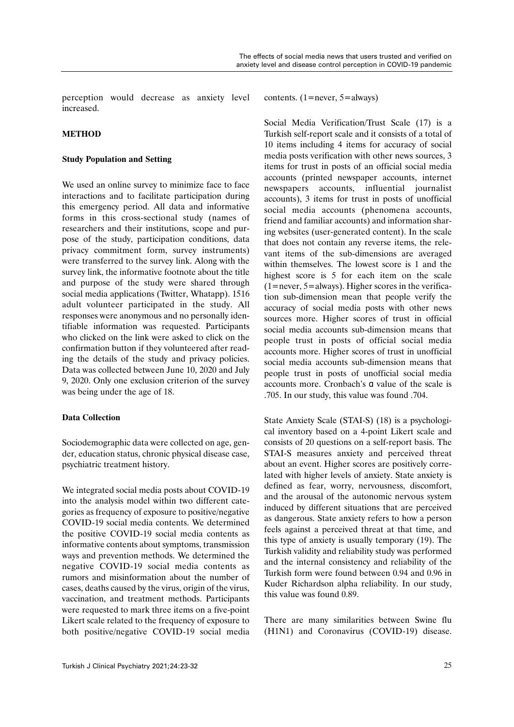perception would decrease as anxiety level increased.

## METHOD

### Study Population and Setting

We used an online survey to minimize face to face interactions and to facilitate participation during this emergency period. All data and informative forms in this cross-sectional study (names of researchers and their institutions, scope and purpose of the study, participation conditions, data privacy commitment form, survey instruments) were transferred to the survey link. Along with the survey link, the informative footnote about the title and purpose of the study were shared through social media applications (Twitter, Whatapp). 1516 adult volunteer participated in the study. All responses were anonymous and no personally identifiable information was requested. Participants who clicked on the link were asked to click on the confirmation button if they volunteered after reading the details of the study and privacy policies. Data was collected between June 10, 2020 and July 9, 2020. Only one exclusion criterion of the survey was being under the age of 18.

### Data Collection

Sociodemographic data were collected on age, gender, education status, chronic physical disease case, psychiatric treatment history.

We integrated social media posts about COVID-19 into the analysis model within two different categories as frequency of exposure to positive/negative COVID-19 social media contents. We determined the positive COVID-19 social media contents as informative contents about symptoms, transmission ways and prevention methods. We determined the negative COVID-19 social media contents as rumors and misinformation about the number of cases, deaths caused by the virus, origin of the virus, vaccination, and treatment methods. Participants were requested to mark three items on a five-point Likert scale related to the frequency of exposure to both positive/negative COVID-19 social media contents. (1=never, 5=always)

Social Media Verification/Trust Scale (17) is a Turkish self-report scale and it consists of a total of 10 items including 4 items for accuracy of social media posts verification with other news sources, 3 items for trust in posts of an official social media accounts (printed newspaper accounts, internet newspapers accounts, influential journalist accounts), 3 items for trust in posts of unofficial social media accounts (phenomena accounts, friend and familiar accounts) and information sharing websites (user-generated content). In the scale that does not contain any reverse items, the relevant items of the sub-dimensions are averaged within themselves. The lowest score is 1 and the highest score is 5 for each item on the scale (1=never, 5=always). Higher scores in the verification sub-dimension mean that people verify the accuracy of social media posts with other news sources more. Higher scores of trust in official social media accounts sub-dimension means that people trust in posts of official social media accounts more. Higher scores of trust in unofficial social media accounts sub-dimension means that people trust in posts of unofficial social media accounts more. Cronbach's α value of the scale is .705. In our study, this value was found .704.

State Anxiety Scale (STAI-S) (18) is a psychological inventory based on a 4-point Likert scale and consists of 20 questions on a self-report basis. The STAI-S measures anxiety and perceived threat about an event. Higher scores are positively correlated with higher levels of anxiety. State anxiety is defined as fear, worry, nervousness, discomfort, and the arousal of the autonomic nervous system induced by different situations that are perceived as dangerous. State anxiety refers to how a person feels against a perceived threat at that time, and this type of anxiety is usually temporary (19). The Turkish validity and reliability study was performed and the internal consistency and reliability of the Turkish form were found between 0.94 and 0.96 in Kuder Richardson alpha reliability. In our study, this value was found 0.89.

There are many similarities between Swine flu (H1N1) and Coronavirus (COVID-19) disease.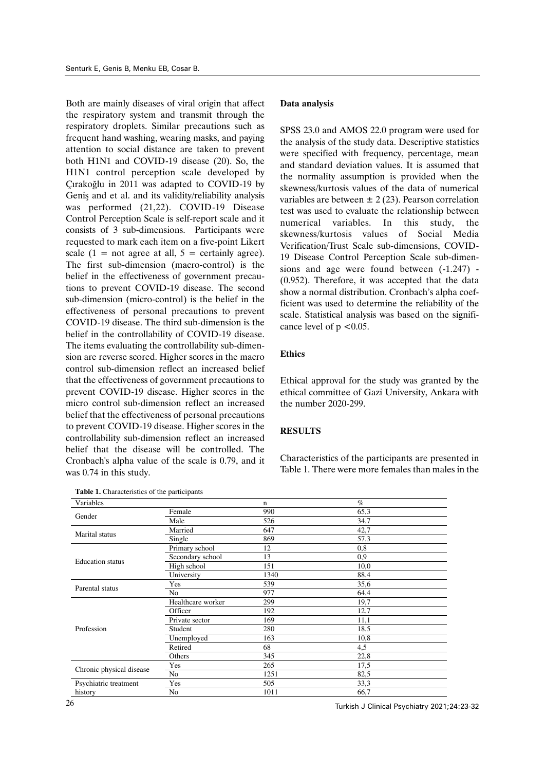Both are mainly diseases of viral origin that affect the respiratory system and transmit through the respiratory droplets. Similar precautions such as frequent hand washing, wearing masks, and paying attention to social distance are taken to prevent both H1N1 and COVID-19 disease (20). So, the H1N1 control perception scale developed by Çırakoğlu in 2011 was adapted to COVID-19 by Geniş and et al. and its validity/reliability analysis was performed (21,22). COVID-19 Disease Control Perception Scale is self-report scale and it consists of 3 sub-dimensions. Participants were requested to mark each item on a five-point Likert scale (1 = not agree at all, 5 = certainly agree). The first sub-dimension (macro-control) is the belief in the effectiveness of government precautions to prevent COVID-19 disease. The second sub-dimension (micro-control) is the belief in the effectiveness of personal precautions to prevent COVID-19 disease. The third sub-dimension is the belief in the controllability of COVID-19 disease. The items evaluating the controllability sub-dimension are reverse scored. Higher scores in the macro control sub-dimension reflect an increased belief that the effectiveness of government precautions to prevent COVID-19 disease. Higher scores in the micro control sub-dimension reflect an increased belief that the effectiveness of personal precautions to prevent COVID-19 disease. Higher scores in the controllability sub-dimension reflect an increased belief that the disease will be controlled. The Cronbach's alpha value of the scale is 0.79, and it was 0.74 in this study.

**Data analysis**

SPSS 23.0 and AMOS 22.0 program were used for the analysis of the study data. Descriptive statistics were specified with frequency, percentage, mean and standard deviation values. It is assumed that the normality assumption is provided when the skewness/kurtosis values of the data of numerical variables are between ± 2 (23). Pearson correlation test was used to evaluate the relationship between numerical variables. In this study, the skewness/kurtosis values of Social Media Verification/Trust Scale sub-dimensions, COVID-19 Disease Control Perception Scale sub-dimensions and age were found between (-1.247) - (0.952). Therefore, it was accepted that the data show a normal distribution. Cronbach's alpha coefficient was used to determine the reliability of the scale. Statistical analysis was based on the significance level of $p < 0.05$.

**Ethics**

Ethical approval for the study was granted by the ethical committee of Gazi University, Ankara with the number 2020-299.

**RESULTS**

Characteristics of the participants are presented in Table 1. There were more females than males in the

**Table 1.** Characteristics of the participants

| Variables | | n | % |
|---|---|---|---|
| Gender | Female | 990 | 65,3 |
| | Male | 526 | 34,7 |
| Marital status | Married | 647 | 42,7 |
| | Single | 869 | 57,3 |
| Education status | Primary school | 12 | 0,8 |
| | Secondary school | 13 | 0,9 |
| | High school | 151 | 10,0 |
| | University | 1340 | 88,4 |
| Parental status | Yes | 539 | 35,6 |
| | No | 977 | 64,4 |
| Profession | Healthcare worker | 299 | 19,7 |
| | Officer | 192 | 12,7 |
| | Private sector | 169 | 11,1 |
| | Student | 280 | 18,5 |
| | Unemployed | 163 | 10,8 |
| | Retired | 68 | 4,5 |
| | Others | 345 | 22,8 |
| Chronic physical disease | Yes | 265 | 17,5 |
| | No | 1251 | 82,5 |
| Psychiatric treatment history | Yes | 505 | 33,3 |
| | No | 1011 | 66,7 |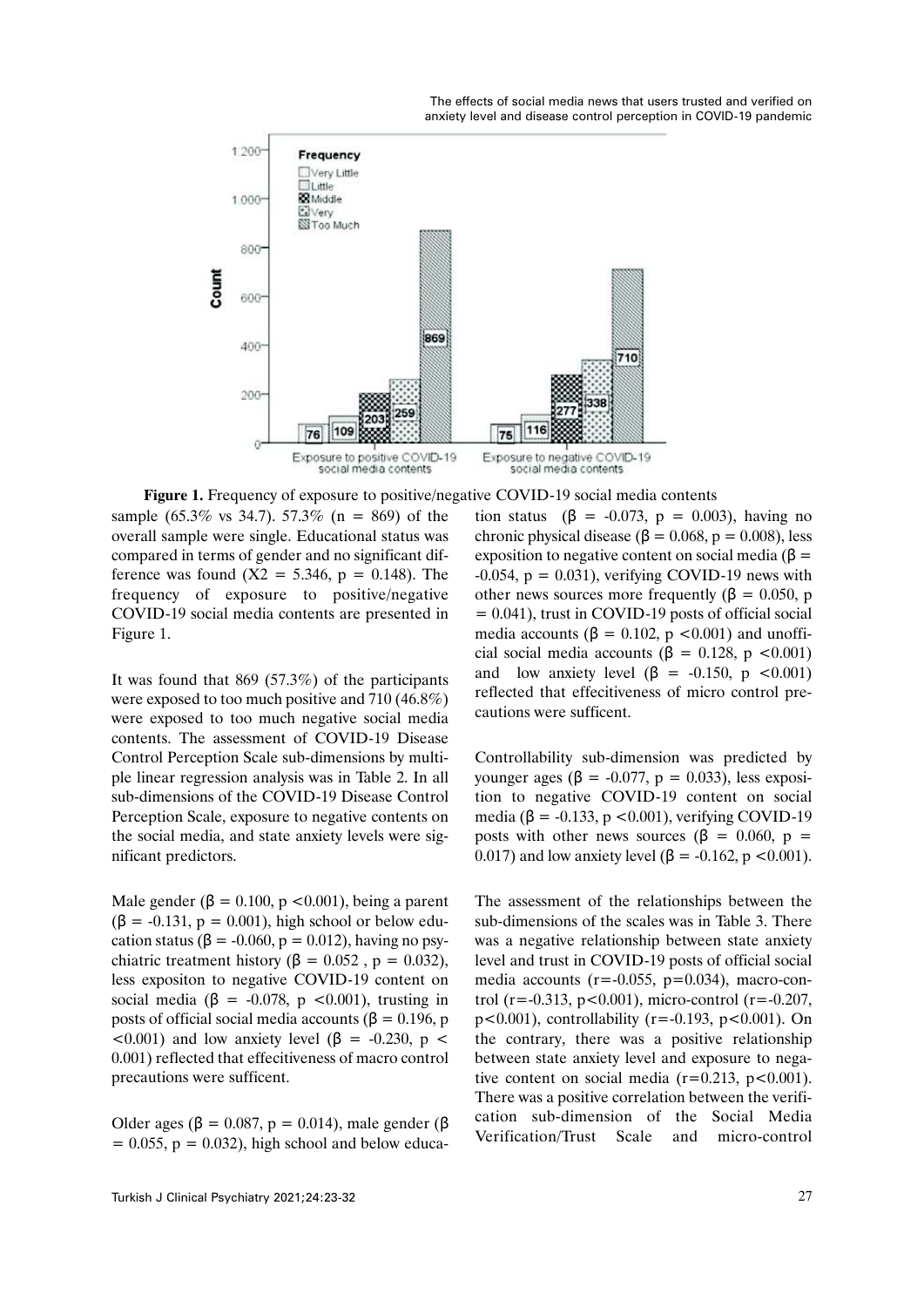**Figure 1.** Frequency of exposure to positive/negative COVID-19 social media contents

sample (65.3% vs 34.7). 57.3% (n = 869) of the overall sample were single. Educational status was compared in terms of gender and no significant difference was found ($X2 = 5.346$, $p = 0.148$). The frequency of exposure to positive/negative COVID-19 social media contents are presented in Figure 1.

It was found that 869 (57.3%) of the participants were exposed to too much positive and 710 (46.8%) were exposed to too much negative social media contents. The assessment of COVID-19 Disease Control Perception Scale sub-dimensions by multiple linear regression analysis was in Table 2. In all sub-dimensions of the COVID-19 Disease Control Perception Scale, exposure to negative contents on the social media, and state anxiety levels were significant predictors.

Male gender ($\beta = 0.100$, $p < 0.001$), being a parent ($\beta = -0.131$, $p = 0.001$), high school or below education status ($\beta = -0.060$, $p = 0.012$), having no psychiatric treatment history ($\beta = 0.052$ , $p = 0.032$), less expositon to negative COVID-19 content on social media ($\beta = -0.078$, $p < 0.001$), trusting in posts of official social media accounts ($\beta = 0.196$, $p < 0.001$) and low anxiety level ($\beta = -0.230$, $p < 0.001$) reflected that effecitiveness of macro control precautions were sufficent.

Older ages ($\beta = 0.087$, $p = 0.014$), male gender ($\beta = 0.055$, $p = 0.032$), high school and below education status ($\beta = -0.073$, $p = 0.003$), having no chronic physical disease ($\beta = 0.068$, $p = 0.008$), less exposition to negative content on social media ($\beta = -0.054$, $p = 0.031$), verifying COVID-19 news with other news sources more frequently ($\beta = 0.050$, $p = 0.041$), trust in COVID-19 posts of official social media accounts ($\beta = 0.102$, $p < 0.001$) and unofficial social media accounts ($\beta = 0.128$, $p < 0.001$) and low anxiety level ($\beta = -0.150$, $p < 0.001$) reflected that effecitiveness of micro control precautions were sufficent.

Controllability sub-dimension was predicted by younger ages ($\beta = -0.077$, $p = 0.033$), less exposition to negative COVID-19 content on social media ($\beta = -0.133$, $p < 0.001$), verifying COVID-19 posts with other news sources ($\beta = 0.060$, $p = 0.017$) and low anxiety level ($\beta = -0.162$, $p < 0.001$).

The assessment of the relationships between the sub-dimensions of the scales was in Table 3. There was a negative relationship between state anxiety level and trust in COVID-19 posts of official social media accounts ($r=-0.055$, $p=0.034$), macro-control ($r=-0.313$, $p<0.001$), micro-control ($r=-0.207$, $p<0.001$), controllability ($r=-0.193$, $p<0.001$). On the contrary, there was a positive relationship between state anxiety level and exposure to negative content on social media ($r=0.213$, $p<0.001$). There was a positive correlation between the verification sub-dimension of the Social Media Verification/Trust Scale and micro-control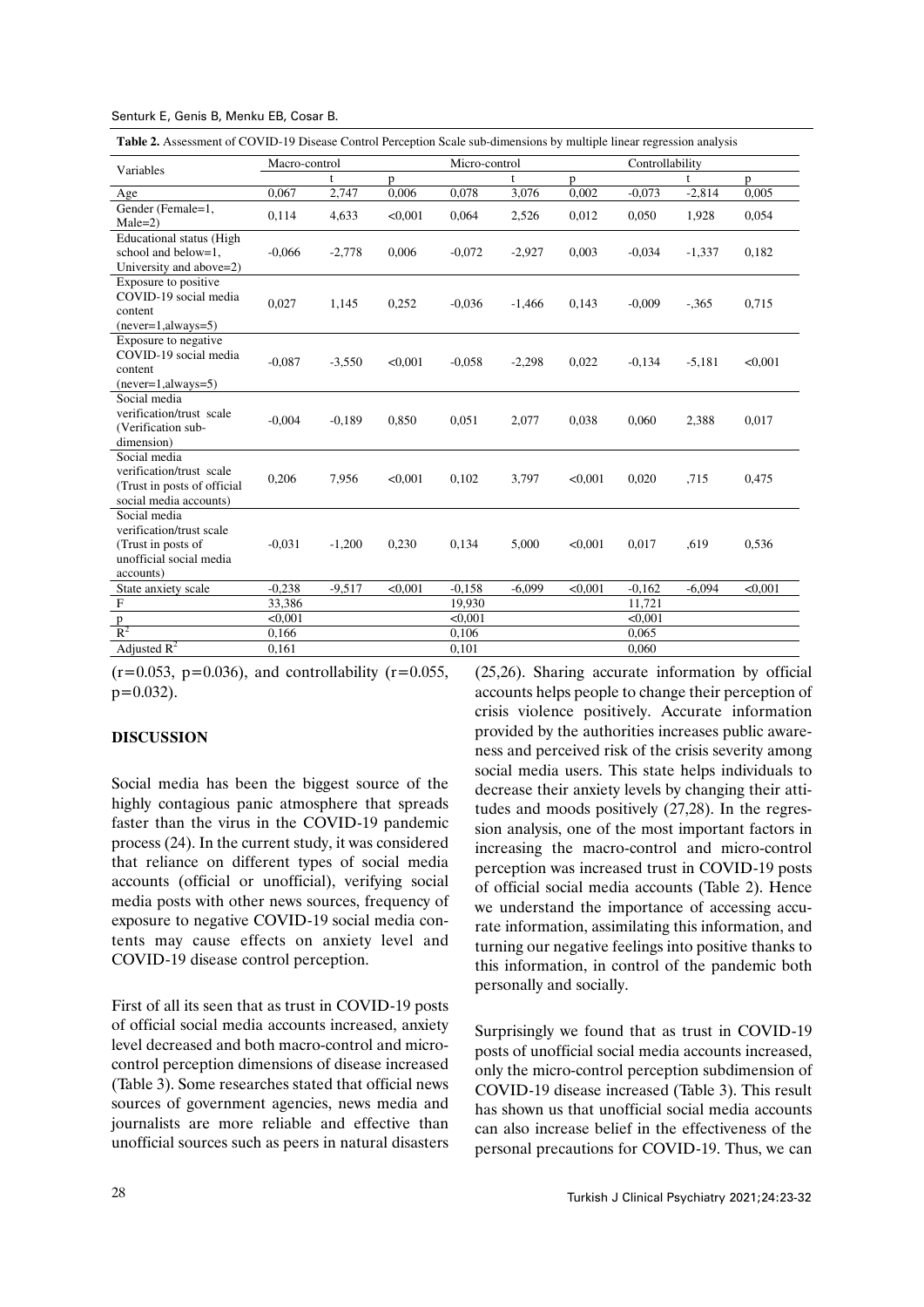**Table 2.** Assessment of COVID-19 Disease Control Perception Scale sub-dimensions by multiple linear regression analysis

| Variables | Macro-control | | | Micro-control | | | Controllability | | |
|---|---|---|---|---|---|---|---|---|---|
| | | t | p | | t | p | | t | p |
| Age | 0,067 | 2,747 | 0,006 | 0,078 | 3,076 | 0,002 | -0,073 | -2,814 | 0,005 |
| Gender (Female=1, Male=2) | 0,114 | 4,633 | <0,001 | 0,064 | 2,526 | 0,012 | 0,050 | 1,928 | 0,054 |
| Educational status (High school and below=1, University and above=2) | -0,066 | -2,778 | 0,006 | -0,072 | -2,927 | 0,003 | -0,034 | -1,337 | 0,182 |
| Exposure to positive COVID-19 social media content (never=1,always=5) | 0,027 | 1,145 | 0,252 | -0,036 | -1,466 | 0,143 | -0,009 | -,365 | 0,715 |
| Exposure to negative COVID-19 social media content (never=1,always=5) | -0,087 | -3,550 | <0,001 | -0,058 | -2,298 | 0,022 | -0,134 | -5,181 | <0,001 |
| Social media verification/trust scale (Verification sub-dimension) | -0,004 | -0,189 | 0,850 | 0,051 | 2,077 | 0,038 | 0,060 | 2,388 | 0,017 |
| Social media verification/trust scale (Trust in posts of official social media accounts) | 0,206 | 7,956 | <0,001 | 0,102 | 3,797 | <0,001 | 0,020 | ,715 | 0,475 |
| Social media verification/trust scale (Trust in posts of unofficial social media accounts) | -0,031 | -1,200 | 0,230 | 0,134 | 5,000 | <0,001 | 0,017 | ,619 | 0,536 |
| State anxiety scale | -0,238 | -9,517 | <0,001 | -0,158 | -6,099 | <0,001 | -0,162 | -6,094 | <0,001 |
| F | 33,386 | | | 19,930 | | | 11,721 | | |
| p | <0,001 | | | <0,001 | | | <0,001 | | |
| $R^2$ | 0,166 | | | 0,106 | | | 0,065 | | |
| Adjusted $R^2$ | 0,161 | | | 0,101 | | | 0,060 | | |

(r=0.053, p=0.036), and controllability (r=0.055, p=0.032).

## DISCUSSION

Social media has been the biggest source of the highly contagious panic atmosphere that spreads faster than the virus in the COVID-19 pandemic process (24). In the current study, it was considered that reliance on different types of social media accounts (official or unofficial), verifying social media posts with other news sources, frequency of exposure to negative COVID-19 social media contents may cause effects on anxiety level and COVID-19 disease control perception.

First of all its seen that as trust in COVID-19 posts of official social media accounts increased, anxiety level decreased and both macro-control and micro-control perception dimensions of disease increased (Table 3). Some researches stated that official news sources of government agencies, news media and journalists are more reliable and effective than unofficial sources such as peers in natural disasters (25,26). Sharing accurate information by official accounts helps people to change their perception of crisis violence positively. Accurate information provided by the authorities increases public awareness and perceived risk of the crisis severity among social media users. This state helps individuals to decrease their anxiety levels by changing their attitudes and moods positively (27,28). In the regression analysis, one of the most important factors in increasing the macro-control and micro-control perception was increased trust in COVID-19 posts of official social media accounts (Table 2). Hence we understand the importance of accessing accurate information, assimilating this information, and turning our negative feelings into positive thanks to this information, in control of the pandemic both personally and socially.

Surprisingly we found that as trust in COVID-19 posts of unofficial social media accounts increased, only the micro-control perception subdimension of COVID-19 disease increased (Table 3). This result has shown us that unofficial social media accounts can also increase belief in the effectiveness of the personal precautions for COVID-19. Thus, we can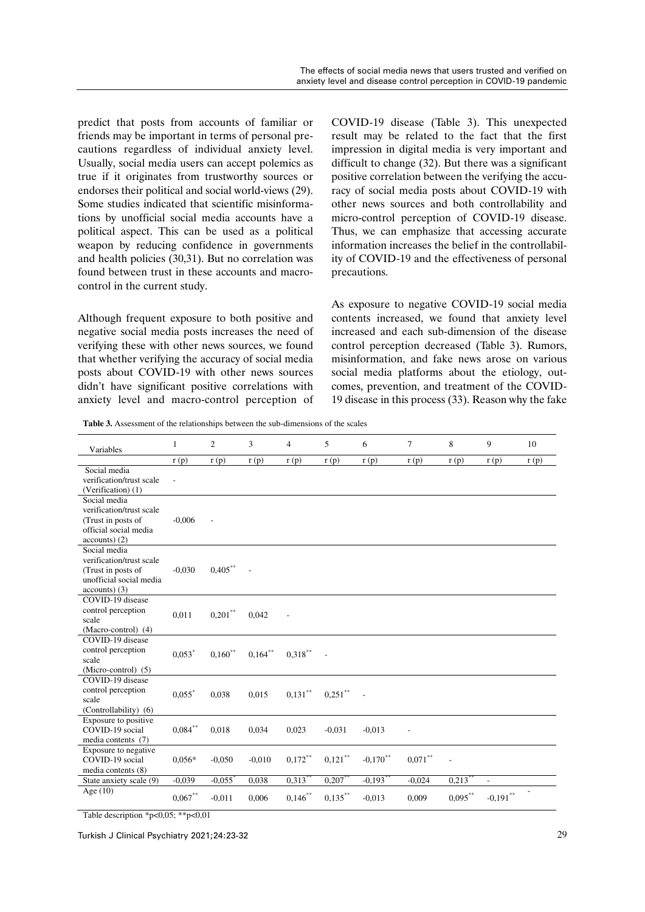predict that posts from accounts of familiar or friends may be important in terms of personal precautions regardless of individual anxiety level. Usually, social media users can accept polemics as true if it originates from trustworthy sources or endorses their political and social world-views (29). Some studies indicated that scientific misinformations by unofficial social media accounts have a political aspect. This can be used as a political weapon by reducing confidence in governments and health policies (30,31). But no correlation was found between trust in these accounts and macro-control in the current study.

Although frequent exposure to both positive and negative social media posts increases the need of verifying these with other news sources, we found that whether verifying the accuracy of social media posts about COVID-19 with other news sources didn't have significant positive correlations with anxiety level and macro-control perception of COVID-19 disease (Table 3). This unexpected result may be related to the fact that the first impression in digital media is very important and difficult to change (32). But there was a significant positive correlation between the verifying the accuracy of social media posts about COVID-19 with other news sources and both controllability and micro-control perception of COVID-19 disease. Thus, we can emphasize that accessing accurate information increases the belief in the controllability of COVID-19 and the effectiveness of personal precautions.

As exposure to negative COVID-19 social media contents increased, we found that anxiety level increased and each sub-dimension of the disease control perception decreased (Table 3). Rumors, misinformation, and fake news arose on various social media platforms about the etiology, outcomes, prevention, and treatment of the COVID-19 disease in this process (33). Reason why the fake

**Table 3.** Assessment of the relationships between the sub-dimensions of the scales

| Variables | 1 | 2 | 3 | 4 | 5 | 6 | 7 | 8 | 9 | 10 |
|---|---|---|---|---|---|---|---|---|---|---|
| | r (p) | r (p) | r (p) | r (p) | r (p) | r (p) | r (p) | r (p) | r (p) | r (p) |
| Social media verification/trust scale (Verification) (1) | - | | | | | | | | | |
| Social media verification/trust scale (Trust in posts of official social media accounts) (2) | -0,006 | - | | | | | | | | |
| Social media verification/trust scale (Trust in posts of unofficial social media accounts) (3) | -0,030 | 0,405** | - | | | | | | | |
| COVID-19 disease control perception scale (Macro-control) (4) | 0,011 | 0,201** | 0,042 | - | | | | | | |
| COVID-19 disease control perception scale (Macro-control) (5) | 0,053* | 0,160** | 0,164** | 0,318** | - | | | | | |
| COVID-19 disease control perception scale (Controllability) (6) | 0,055* | 0,038 | 0,015 | 0,131** | 0,251** | - | | | | |
| Exposure to positive COVID-19 social media contents (7) | 0,084** | 0,018 | 0,034 | 0,023 | -0,031 | -0,013 | - | | | |
| Exposure to negative COVID-19 social media contents (8) | 0,056* | -0,050 | -0,010 | 0,172** | 0,121** | -0,170** | 0,071** | - | | |
| State anxiety scale (9) | -0,039 | -0,055* | 0,038 | 0,313** | 0,207** | -0,193** | -0,024 | 0,213** | - | |
| Age (10) | 0,067** | -0,011 | 0,006 | 0,146** | 0,135** | -0,013 | 0,009 | 0,095** | -0,191** | - |

Table description *p<0,05; **p<0,01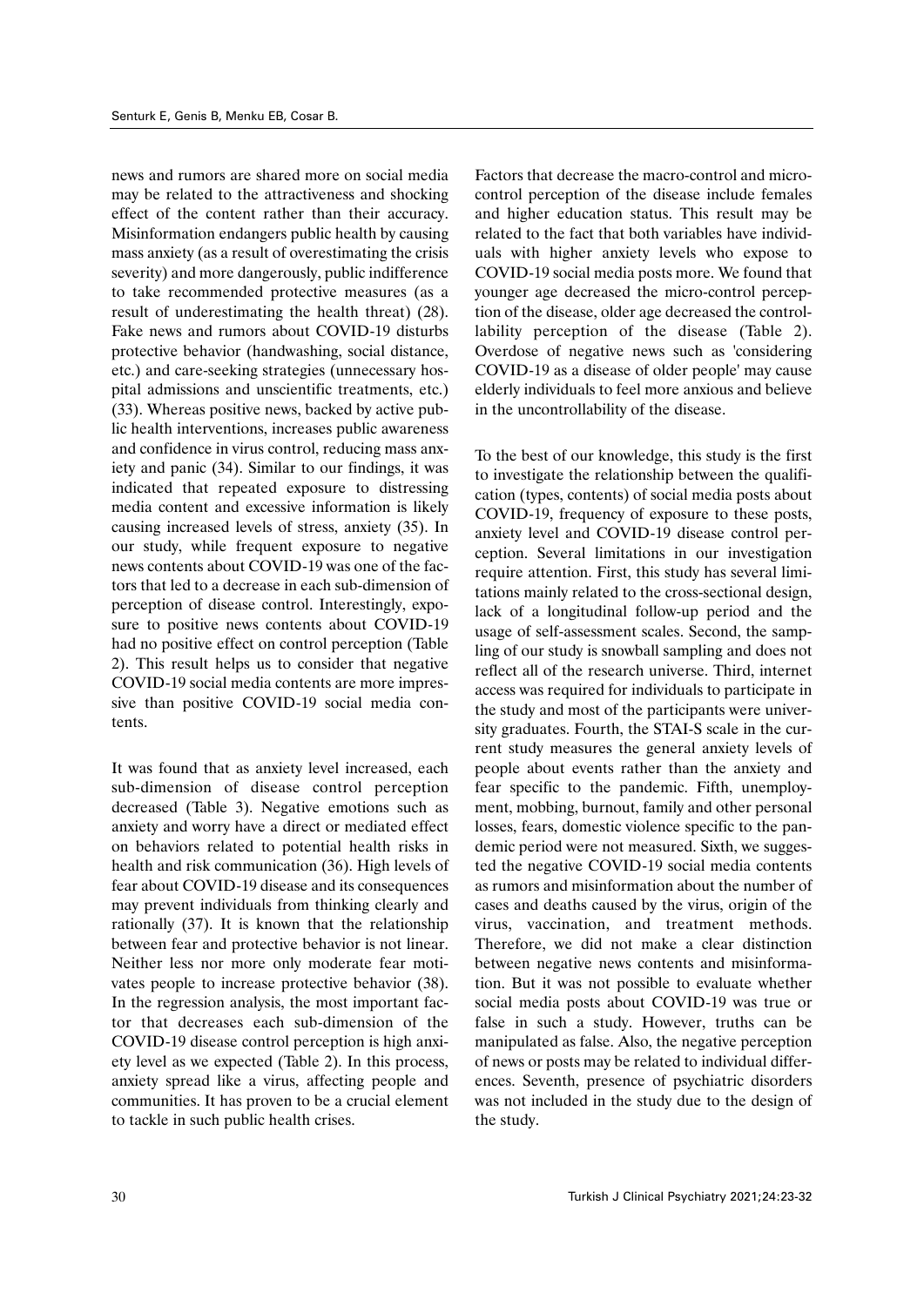news and rumors are shared more on social media may be related to the attractiveness and shocking effect of the content rather than their accuracy. Misinformation endangers public health by causing mass anxiety (as a result of overestimating the crisis severity) and more dangerously, public indifference to take recommended protective measures (as a result of underestimating the health threat) (28). Fake news and rumors about COVID-19 disturbs protective behavior (handwashing, social distance, etc.) and care-seeking strategies (unnecessary hospital admissions and unscientific treatments, etc.) (33). Whereas positive news, backed by active public health interventions, increases public awareness and confidence in virus control, reducing mass anxiety and panic (34). Similar to our findings, it was indicated that repeated exposure to distressing media content and excessive information is likely causing increased levels of stress, anxiety (35). In our study, while frequent exposure to negative news contents about COVID-19 was one of the factors that led to a decrease in each sub-dimension of perception of disease control. Interestingly, exposure to positive news contents about COVID-19 had no positive effect on control perception (Table 2). This result helps us to consider that negative COVID-19 social media contents are more impressive than positive COVID-19 social media contents.

It was found that as anxiety level increased, each sub-dimension of disease control perception decreased (Table 3). Negative emotions such as anxiety and worry have a direct or mediated effect on behaviors related to potential health risks in health and risk communication (36). High levels of fear about COVID-19 disease and its consequences may prevent individuals from thinking clearly and rationally (37). It is known that the relationship between fear and protective behavior is not linear. Neither less nor more only moderate fear motivates people to increase protective behavior (38). In the regression analysis, the most important factor that decreases each sub-dimension of the COVID-19 disease control perception is high anxiety level as we expected (Table 2). In this process, anxiety spread like a virus, affecting people and communities. It has proven to be a crucial element to tackle in such public health crises.

Factors that decrease the macro-control and micro-control perception of the disease include females and higher education status. This result may be related to the fact that both variables have individuals with higher anxiety levels who expose to COVID-19 social media posts more. We found that younger age decreased the micro-control perception of the disease, older age decreased the controllability perception of the disease (Table 2). Overdose of negative news such as 'considering COVID-19 as a disease of older people' may cause elderly individuals to feel more anxious and believe in the uncontrollability of the disease.

To the best of our knowledge, this study is the first to investigate the relationship between the qualification (types, contents) of social media posts about COVID-19, frequency of exposure to these posts, anxiety level and COVID-19 disease control perception. Several limitations in our investigation require attention. First, this study has several limitations mainly related to the cross-sectional design, lack of a longitudinal follow-up period and the usage of self-assessment scales. Second, the sampling of our study is snowball sampling and does not reflect all of the research universe. Third, internet access was required for individuals to participate in the study and most of the participants were university graduates. Fourth, the STAI-S scale in the current study measures the general anxiety levels of people about events rather than the anxiety and fear specific to the pandemic. Fifth, unemployment, mobbing, burnout, family and other personal losses, fears, domestic violence specific to the pandemic period were not measured. Sixth, we suggested the negative COVID-19 social media contents as rumors and misinformation about the number of cases and deaths caused by the virus, origin of the virus, vaccination, and treatment methods. Therefore, we did not make a clear distinction between negative news contents and misinformation. But it was not possible to evaluate whether social media posts about COVID-19 was true or false in such a study. However, truths can be manipulated as false. Also, the negative perception of news or posts may be related to individual differences. Seventh, presence of psychiatric disorders was not included in the study due to the design of the study.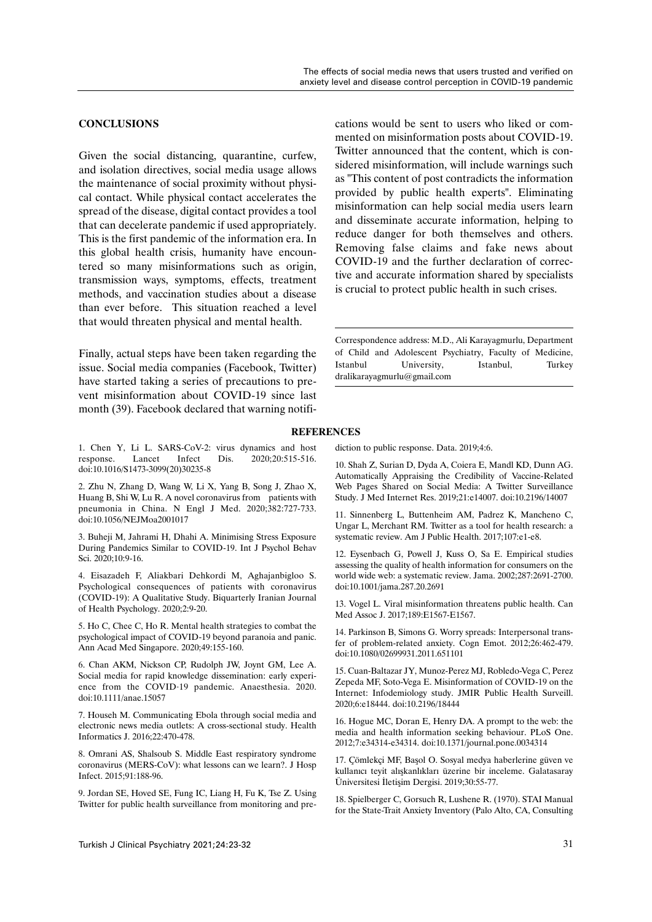## CONCLUSIONS

Given the social distancing, quarantine, curfew, and isolation directives, social media usage allows the maintenance of social proximity without physical contact. While physical contact accelerates the spread of the disease, digital contact provides a tool that can decelerate pandemic if used appropriately. This is the first pandemic of the information era. In this global health crisis, humanity have encountered so many misinformations such as origin, transmission ways, symptoms, effects, treatment methods, and vaccination studies about a disease than ever before. This situation reached a level that would threaten physical and mental health.

Finally, actual steps have been taken regarding the issue. Social media companies (Facebook, Twitter) have started taking a series of precautions to prevent misinformation about COVID-19 since last month (39). Facebook declared that warning notifications would be sent to users who liked or commented on misinformation posts about COVID-19. Twitter announced that the content, which is considered misinformation, will include warnings such as "This content of post contradicts the information provided by public health experts". Eliminating misinformation can help social media users learn and disseminate accurate information, helping to reduce danger for both themselves and others. Removing false claims and fake news about COVID-19 and the further declaration of corrective and accurate information shared by specialists is crucial to protect public health in such crises.

Correspondence address: M.D., Ali Karayagmurlu, Department of Child and Adolescent Psychiatry, Faculty of Medicine, Istanbul University, Istanbul, Turkey dralikarayagmurlu@gmail.com

## REFERENCES

1. Chen Y, Li L. SARS-CoV-2: virus dynamics and host response. Lancet Infect Dis. 2020;20:515-516. doi:10.1016/S1473-3099(20)30235-8

2. Zhu N, Zhang D, Wang W, Li X, Yang B, Song J, Zhao X, Huang B, Shi W, Lu R. A novel coronavirus from patients with pneumonia in China. N Engl J Med. 2020;382:727-733. doi:10.1056/NEJMoa2001017

3. Buheji M, Jahrami H, Dhahi A. Minimising Stress Exposure During Pandemics Similar to COVID-19. Int J Psychol Behav Sci. 2020;10:9-16.

4. Eisazadeh F, Aliakbari Dehkordi M, Aghajanbigloo S. Psychological consequences of patients with coronavirus (COVID-19): A Qualitative Study. Biquarterly Iranian Journal of Health Psychology. 2020;2:9-20.

5. Ho C, Chee C, Ho R. Mental health strategies to combat the psychological impact of COVID-19 beyond paranoia and panic. Ann Acad Med Singapore. 2020;49:155-160.

6. Chan AKM, Nickson CP, Rudolph JW, Joynt GM, Lee A. Social media for rapid knowledge dissemination: early experience from the COVID-19 pandemic. Anaesthesia. 2020. doi:10.1111/anae.15057

7. Househ M. Communicating Ebola through social media and electronic news media outlets: A cross-sectional study. Health Informatics J. 2016;22:470-478.

8. Omrani AS, Shalsoub S. Middle East respiratory syndrome coronavirus (MERS-CoV): what lessons can we learn?. J Hosp Infect. 2015;91:188-96.

9. Jordan SE, Hoved SE, Fung IC, Liang H, Fu K, Tse Z. Using Twitter for public health surveillance from monitoring and prediction to public response. Data. 2019;4:6.

10. Shah Z, Surian D, Dyda A, Coiera E, Mandl KD, Dunn AG. Automatically Appraising the Credibility of Vaccine-Related Web Pages Shared on Social Media: A Twitter Surveillance Study. J Med Internet Res. 2019;21:e14007. doi:10.2196/14007

11. Sinnenberg L, Buttenheim AM, Padrez K, Mancheno C, Ungar L, Merchant RM. Twitter as a tool for health research: a systematic review. Am J Public Health. 2017;107:e1-e8.

12. Eysenbach G, Powell J, Kuss O, Sa E. Empirical studies assessing the quality of health information for consumers on the world wide web: a systematic review. Jama. 2002;287:2691-2700. doi:10.1001/jama.287.20.2691

13. Vogel L. Viral misinformation threatens public health. Can Med Assoc J. 2017;189:E1567-E1567.

14. Parkinson B, Simons G. Worry spreads: Interpersonal transfer of problem-related anxiety. Cogn Emot. 2012;26:462-479. doi:10.1080/02699931.2011.651101

15. Cuan-Baltazar JY, Munoz-Perez MJ, Robledo-Vega C, Perez Zepeda MF, Soto-Vega E. Misinformation of COVID-19 on the Internet: Infodemiology study. JMIR Public Health Surveill. 2020;6:e18444. doi:10.2196/18444

16. Hogue MC, Doran E, Henry DA. A prompt to the web: the media and health information seeking behaviour. PLoS One. 2012;7:e34314-e34314. doi:10.1371/journal.pone.0034314

17. Çömlekçi MF, Başol O. Sosyal medya haberlerine güven ve kullanıcı teyit alışkanlıkları üzerine bir inceleme. Galatasaray Üniversitesi İletişim Dergisi. 2019;30:55-77.

18. Spielberger C, Gorsuch R, Lushene R. (1970). STAI Manual for the State-Trait Anxiety Inventory (Palo Alto, CA, Consulting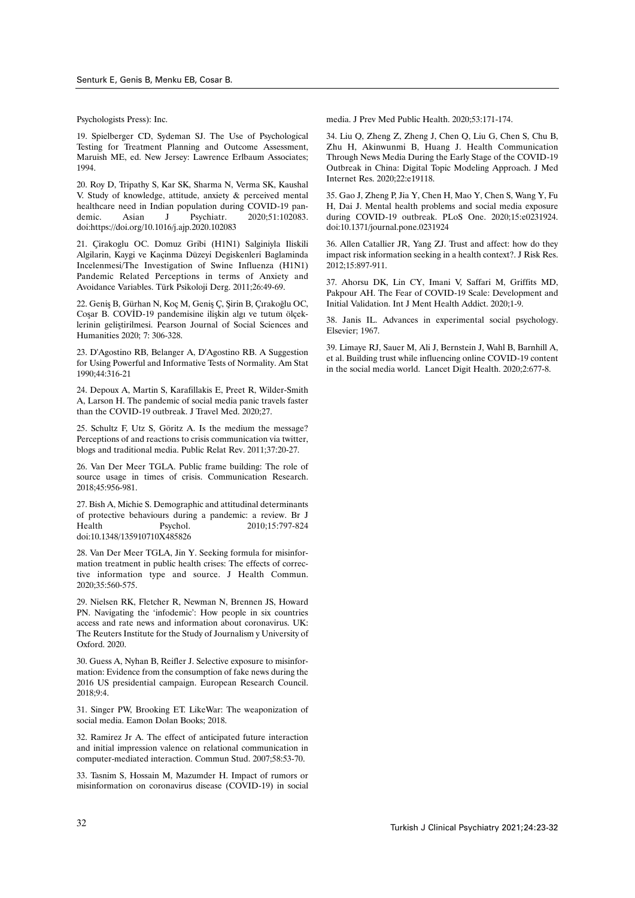Psychologists Press): Inc.

19. Spielberger CD, Sydeman SJ. The Use of Psychological Testing for Treatment Planning and Outcome Assessment, Maruish ME, ed. New Jersey: Lawrence Erlbaum Associates; 1994.

20. Roy D, Tripathy S, Kar SK, Sharma N, Verma SK, Kaushal V. Study of knowledge, attitude, anxiety & perceived mental healthcare need in Indian population during COVID-19 pandemic. Asian J Psychiatr. 2020;51:102083. doi:https://doi.org/10.1016/j.ajp.2020.102083

21. Çirakoglu OC. Domuz Gribi (H1N1) Salginiyla Iliskili Algilarin, Kaygi ve Kaçinma Düzeyi Degiskenleri Baglaminda Incelenmesi/The Investigation of Swine Influenza (H1N1) Pandemic Related Perceptions in terms of Anxiety and Avoidance Variables. Türk Psikoloji Derg. 2011;26:49-69.

22. Geniş B, Gürhan N, Koç M, Geniş Ç, Şirin B, Çırakoğlu OC, Coşar B. COVİD-19 pandemisine ilişkin algı ve tutum ölçeklerinin geliştirilmesi. Pearson Journal of Social Sciences and Humanities 2020; 7: 306-328.

23. D'Agostino RB, Belanger A, D'Agostino RB. A Suggestion for Using Powerful and Informative Tests of Normality. Am Stat 1990;44:316-21

24. Depoux A, Martin S, Karafillakis E, Preet R, Wilder-Smith A, Larson H. The pandemic of social media panic travels faster than the COVID-19 outbreak. J Travel Med. 2020;27.

25. Schultz F, Utz S, Göritz A. Is the medium the message? Perceptions of and reactions to crisis communication via twitter, blogs and traditional media. Public Relat Rev. 2011;37:20-27.

26. Van Der Meer TGLA. Public frame building: The role of source usage in times of crisis. Communication Research. 2018;45:956-981.

27. Bish A, Michie S. Demographic and attitudinal determinants of protective behaviours during a pandemic: a review. Br J Health Psychol. 2010;15:797-824 doi:10.1348/135910710X485826

28. Van Der Meer TGLA, Jin Y. Seeking formula for misinformation treatment in public health crises: The effects of corrective information type and source. J Health Commun. 2020;35:560-575.

29. Nielsen RK, Fletcher R, Newman N, Brennen JS, Howard PN. Navigating the 'infodemic': How people in six countries access and rate news and information about coronavirus. UK: The Reuters Institute for the Study of Journalism y University of Oxford. 2020.

30. Guess A, Nyhan B, Reifler J. Selective exposure to misinformation: Evidence from the consumption of fake news during the 2016 US presidential campaign. European Research Council. 2018;9:4.

31. Singer PW, Brooking ET. LikeWar: The weaponization of social media. Eamon Dolan Books; 2018.

32. Ramirez Jr A. The effect of anticipated future interaction and initial impression valence on relational communication in computer-mediated interaction. Commun Stud. 2007;58:53-70.

33. Tasnim S, Hossain M, Mazumder H. Impact of rumors or misinformation on coronavirus disease (COVID-19) in social media. J Prev Med Public Health. 2020;53:171-174.

34. Liu Q, Zheng Z, Zheng J, Chen Q, Liu G, Chen S, Chu B, Zhu H, Akinwunmi B, Huang J. Health Communication Through News Media During the Early Stage of the COVID-19 Outbreak in China: Digital Topic Modeling Approach. J Med Internet Res. 2020;22:e19118.

35. Gao J, Zheng P, Jia Y, Chen H, Mao Y, Chen S, Wang Y, Fu H, Dai J. Mental health problems and social media exposure during COVID-19 outbreak. PLoS One. 2020;15:e0231924. doi:10.1371/journal.pone.0231924

36. Allen Catallier JR, Yang ZJ. Trust and affect: how do they impact risk information seeking in a health context?. J Risk Res. 2012;15:897-911.

37. Ahorsu DK, Lin CY, Imani V, Saffari M, Griffits MD, Pakpour AH. The Fear of COVID-19 Scale: Development and Initial Validation. Int J Ment Health Addict. 2020;1-9.

38. Janis IL. Advances in experimental social psychology. Elsevier; 1967.

39. Limaye RJ, Sauer M, Ali J, Bernstein J, Wahl B, Barnhill A, et al. Building trust while influencing online COVID-19 content in the social media world. Lancet Digit Health. 2020;2:677-8.